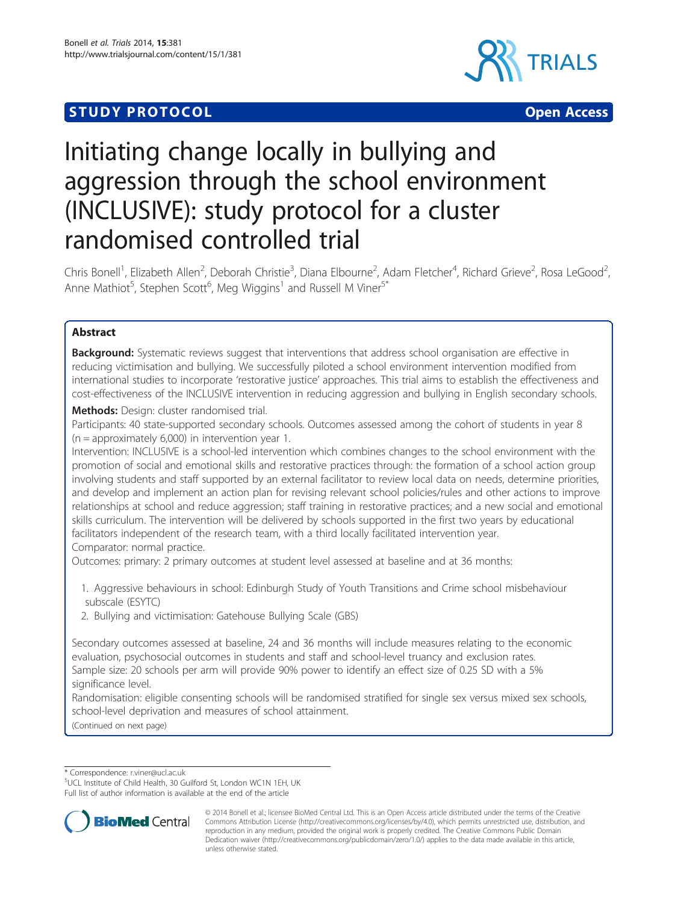STUDY PROTOCOL Open Access

# Initiating change locally in bullying and aggression through the school environment (INCLUSIVE): study protocol for a cluster randomised controlled trial

Chris Bonell[1], Elizabeth Allen[2], Deborah Christie[3], Diana Elbourne[2], Adam Fletcher[4], Richard Grieve[2], Rosa LeGood[2], Anne Mathiot[5], Stephen Scott[6], Meg Wiggins[1] and Russell M Viner[5*]

## Abstract

**Background:** Systematic reviews suggest that interventions that address school organisation are effective in reducing victimisation and bullying. We successfully piloted a school environment intervention modified from international studies to incorporate 'restorative justice' approaches. This trial aims to establish the effectiveness and cost-effectiveness of the INCLUSIVE intervention in reducing aggression and bullying in English secondary schools.

**Methods:** Design: cluster randomised trial.

Participants: 40 state-supported secondary schools. Outcomes assessed among the cohort of students in year 8 (n = approximately 6,000) in intervention year 1.

Intervention: INCLUSIVE is a school-led intervention which combines changes to the school environment with the promotion of social and emotional skills and restorative practices through: the formation of a school action group involving students and staff supported by an external facilitator to review local data on needs, determine priorities, and develop and implement an action plan for revising relevant school policies/rules and other actions to improve relationships at school and reduce aggression; staff training in restorative practices; and a new social and emotional skills curriculum. The intervention will be delivered by schools supported in the first two years by educational facilitators independent of the research team, with a third locally facilitated intervention year.

Comparator: normal practice.

Outcomes: primary: 2 primary outcomes at student level assessed at baseline and at 36 months:

1. Aggressive behaviours in school: Edinburgh Study of Youth Transitions and Crime school misbehaviour subscale (ESYTC)
2. Bullying and victimisation: Gatehouse Bullying Scale (GBS)

Secondary outcomes assessed at baseline, 24 and 36 months will include measures relating to the economic evaluation, psychosocial outcomes in students and staff and school-level truancy and exclusion rates.

Sample size: 20 schools per arm will provide 90% power to identify an effect size of 0.25 SD with a 5% significance level.

Randomisation: eligible consenting schools will be randomised stratified for single sex versus mixed sex schools, school-level deprivation and measures of school attainment.

(Continued on next page)

\* Correspondence: r.viner@ucl.ac.uk
[5]UCL Institute of Child Health, 30 Guilford St, London WC1N 1EH, UK
Full list of author information is available at the end of the article

© 2014 Bonell et al.; licensee BioMed Central Ltd. This is an Open Access article distributed under the terms of the Creative Commons Attribution License (http://creativecommons.org/licenses/by/4.0), which permits unrestricted use, distribution, and reproduction in any medium, provided the original work is properly credited. The Creative Commons Public Domain Dedication waiver (http://creativecommons.org/publicdomain/zero/1.0/) applies to the data made available in this article, unless otherwise stated.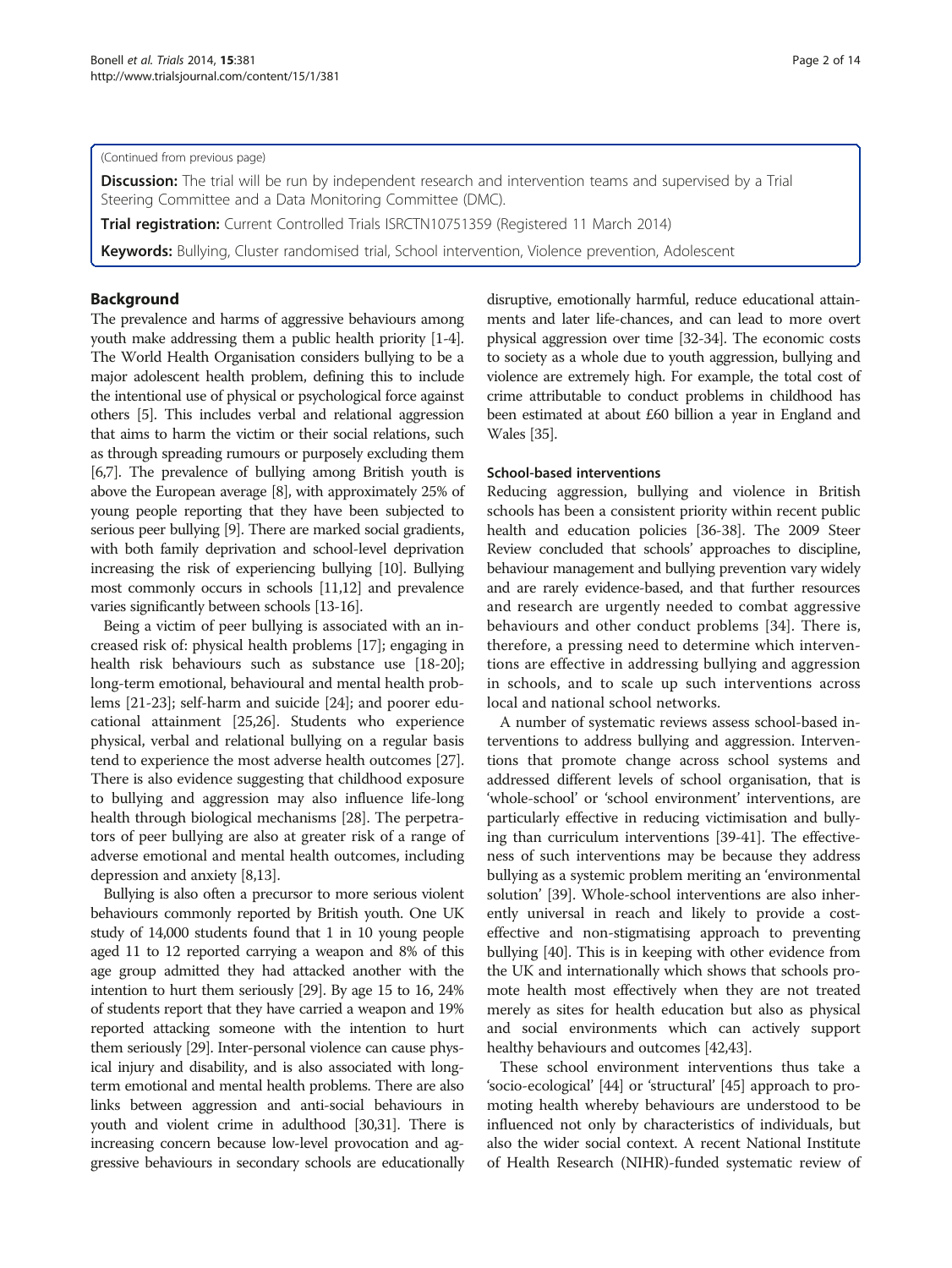(Continued from previous page)

**Discussion:** The trial will be run by independent research and intervention teams and supervised by a Trial Steering Committee and a Data Monitoring Committee (DMC).

**Trial registration:** Current Controlled Trials ISRCTN10751359 (Registered 11 March 2014)

**Keywords:** Bullying, Cluster randomised trial, School intervention, Violence prevention, Adolescent

## Background

The prevalence and harms of aggressive behaviours among youth make addressing them a public health priority [1-4]. The World Health Organisation considers bullying to be a major adolescent health problem, defining this to include the intentional use of physical or psychological force against others [5]. This includes verbal and relational aggression that aims to harm the victim or their social relations, such as through spreading rumours or purposely excluding them [6,7]. The prevalence of bullying among British youth is above the European average [8], with approximately 25% of young people reporting that they have been subjected to serious peer bullying [9]. There are marked social gradients, with both family deprivation and school-level deprivation increasing the risk of experiencing bullying [10]. Bullying most commonly occurs in schools [11,12] and prevalence varies significantly between schools [13-16].

Being a victim of peer bullying is associated with an increased risk of: physical health problems [17]; engaging in health risk behaviours such as substance use [18-20]; long-term emotional, behavioural and mental health problems [21-23]; self-harm and suicide [24]; and poorer educational attainment [25,26]. Students who experience physical, verbal and relational bullying on a regular basis tend to experience the most adverse health outcomes [27]. There is also evidence suggesting that childhood exposure to bullying and aggression may also influence life-long health through biological mechanisms [28]. The perpetrators of peer bullying are also at greater risk of a range of adverse emotional and mental health outcomes, including depression and anxiety [8,13].

Bullying is also often a precursor to more serious violent behaviours commonly reported by British youth. One UK study of 14,000 students found that 1 in 10 young people aged 11 to 12 reported carrying a weapon and 8% of this age group admitted they had attacked another with the intention to hurt them seriously [29]. By age 15 to 16, 24% of students report that they have carried a weapon and 19% reported attacking someone with the intention to hurt them seriously [29]. Inter-personal violence can cause physical injury and disability, and is also associated with long-term emotional and mental health problems. There are also links between aggression and anti-social behaviours in youth and violent crime in adulthood [30,31]. There is increasing concern because low-level provocation and aggressive behaviours in secondary schools are educationally disruptive, emotionally harmful, reduce educational attainments and later life-chances, and can lead to more overt physical aggression over time [32-34]. The economic costs to society as a whole due to youth aggression, bullying and violence are extremely high. For example, the total cost of crime attributable to conduct problems in childhood has been estimated at about £60 billion a year in England and Wales [35].

### School-based interventions

Reducing aggression, bullying and violence in British schools has been a consistent priority within recent public health and education policies [36-38]. The 2009 Steer Review concluded that schools' approaches to discipline, behaviour management and bullying prevention vary widely and are rarely evidence-based, and that further resources and research are urgently needed to combat aggressive behaviours and other conduct problems [34]. There is, therefore, a pressing need to determine which interventions are effective in addressing bullying and aggression in schools, and to scale up such interventions across local and national school networks.

A number of systematic reviews assess school-based interventions to address bullying and aggression. Interventions that promote change across school systems and addressed different levels of school organisation, that is 'whole-school' or 'school environment' interventions, are particularly effective in reducing victimisation and bullying than curriculum interventions [39-41]. The effectiveness of such interventions may be because they address bullying as a systemic problem meriting an 'environmental solution' [39]. Whole-school interventions are also inherently universal in reach and likely to provide a cost-effective and non-stigmatising approach to preventing bullying [40]. This is in keeping with other evidence from the UK and internationally which shows that schools promote health most effectively when they are not treated merely as sites for health education but also as physical and social environments which can actively support healthy behaviours and outcomes [42,43].

These school environment interventions thus take a 'socio-ecological' [44] or 'structural' [45] approach to promoting health whereby behaviours are understood to be influenced not only by characteristics of individuals, but also the wider social context. A recent National Institute of Health Research (NIHR)-funded systematic review of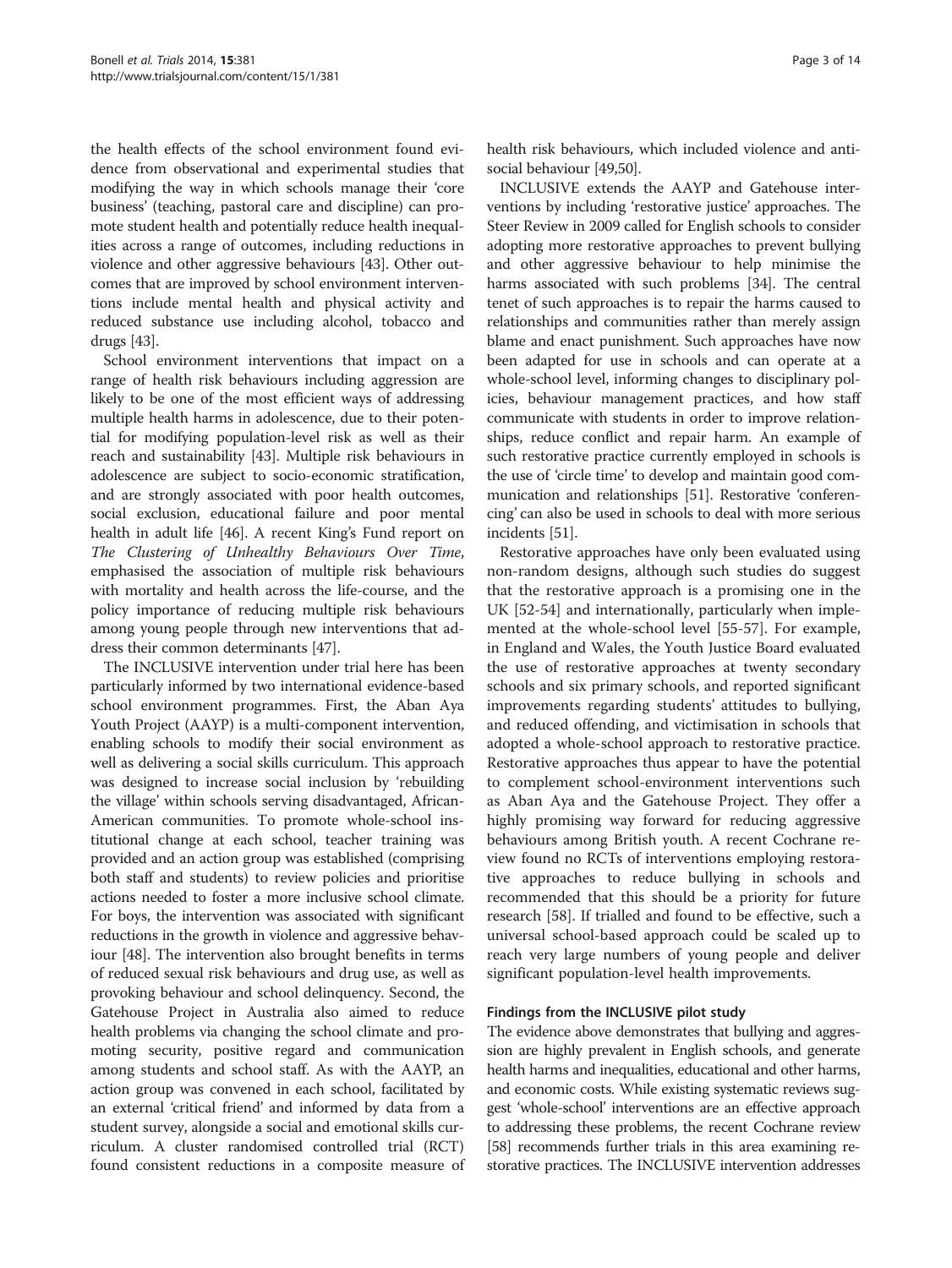the health effects of the school environment found evidence from observational and experimental studies that modifying the way in which schools manage their 'core business' (teaching, pastoral care and discipline) can promote student health and potentially reduce health inequalities across a range of outcomes, including reductions in violence and other aggressive behaviours [43]. Other outcomes that are improved by school environment interventions include mental health and physical activity and reduced substance use including alcohol, tobacco and drugs [43].

School environment interventions that impact on a range of health risk behaviours including aggression are likely to be one of the most efficient ways of addressing multiple health harms in adolescence, due to their potential for modifying population-level risk as well as their reach and sustainability [43]. Multiple risk behaviours in adolescence are subject to socio-economic stratification, and are strongly associated with poor health outcomes, social exclusion, educational failure and poor mental health in adult life [46]. A recent King's Fund report on *The Clustering of Unhealthy Behaviours Over Time*, emphasised the association of multiple risk behaviours with mortality and health across the life-course, and the policy importance of reducing multiple risk behaviours among young people through new interventions that address their common determinants [47].

The INCLUSIVE intervention under trial here has been particularly informed by two international evidence-based school environment programmes. First, the Aban Aya Youth Project (AAYP) is a multi-component intervention, enabling schools to modify their social environment as well as delivering a social skills curriculum. This approach was designed to increase social inclusion by 'rebuilding the village' within schools serving disadvantaged, African-American communities. To promote whole-school institutional change at each school, teacher training was provided and an action group was established (comprising both staff and students) to review policies and prioritise actions needed to foster a more inclusive school climate. For boys, the intervention was associated with significant reductions in the growth in violence and aggressive behaviour [48]. The intervention also brought benefits in terms of reduced sexual risk behaviours and drug use, as well as provoking behaviour and school delinquency. Second, the Gatehouse Project in Australia also aimed to reduce health problems via changing the school climate and promoting security, positive regard and communication among students and school staff. As with the AAYP, an action group was convened in each school, facilitated by an external 'critical friend' and informed by data from a student survey, alongside a social and emotional skills curriculum. A cluster randomised controlled trial (RCT) found consistent reductions in a composite measure of health risk behaviours, which included violence and antisocial behaviour [49,50].

INCLUSIVE extends the AAYP and Gatehouse interventions by including 'restorative justice' approaches. The Steer Review in 2009 called for English schools to consider adopting more restorative approaches to prevent bullying and other aggressive behaviour to help minimise the harms associated with such problems [34]. The central tenet of such approaches is to repair the harms caused to relationships and communities rather than merely assign blame and enact punishment. Such approaches have now been adapted for use in schools and can operate at a whole-school level, informing changes to disciplinary policies, behaviour management practices, and how staff communicate with students in order to improve relationships, reduce conflict and repair harm. An example of such restorative practice currently employed in schools is the use of 'circle time' to develop and maintain good communication and relationships [51]. Restorative 'conferencing' can also be used in schools to deal with more serious incidents [51].

Restorative approaches have only been evaluated using non-random designs, although such studies do suggest that the restorative approach is a promising one in the UK [52-54] and internationally, particularly when implemented at the whole-school level [55-57]. For example, in England and Wales, the Youth Justice Board evaluated the use of restorative approaches at twenty secondary schools and six primary schools, and reported significant improvements regarding students' attitudes to bullying, and reduced offending, and victimisation in schools that adopted a whole-school approach to restorative practice. Restorative approaches thus appear to have the potential to complement school-environment interventions such as Aban Aya and the Gatehouse Project. They offer a highly promising way forward for reducing aggressive behaviours among British youth. A recent Cochrane review found no RCTs of interventions employing restorative approaches to reduce bullying in schools and recommended that this should be a priority for future research [58]. If trialled and found to be effective, such a universal school-based approach could be scaled up to reach very large numbers of young people and deliver significant population-level health improvements.

### Findings from the INCLUSIVE pilot study

The evidence above demonstrates that bullying and aggression are highly prevalent in English schools, and generate health harms and inequalities, educational and other harms, and economic costs. While existing systematic reviews suggest 'whole-school' interventions are an effective approach to addressing these problems, the recent Cochrane review [58] recommends further trials in this area examining restorative practices. The INCLUSIVE intervention addresses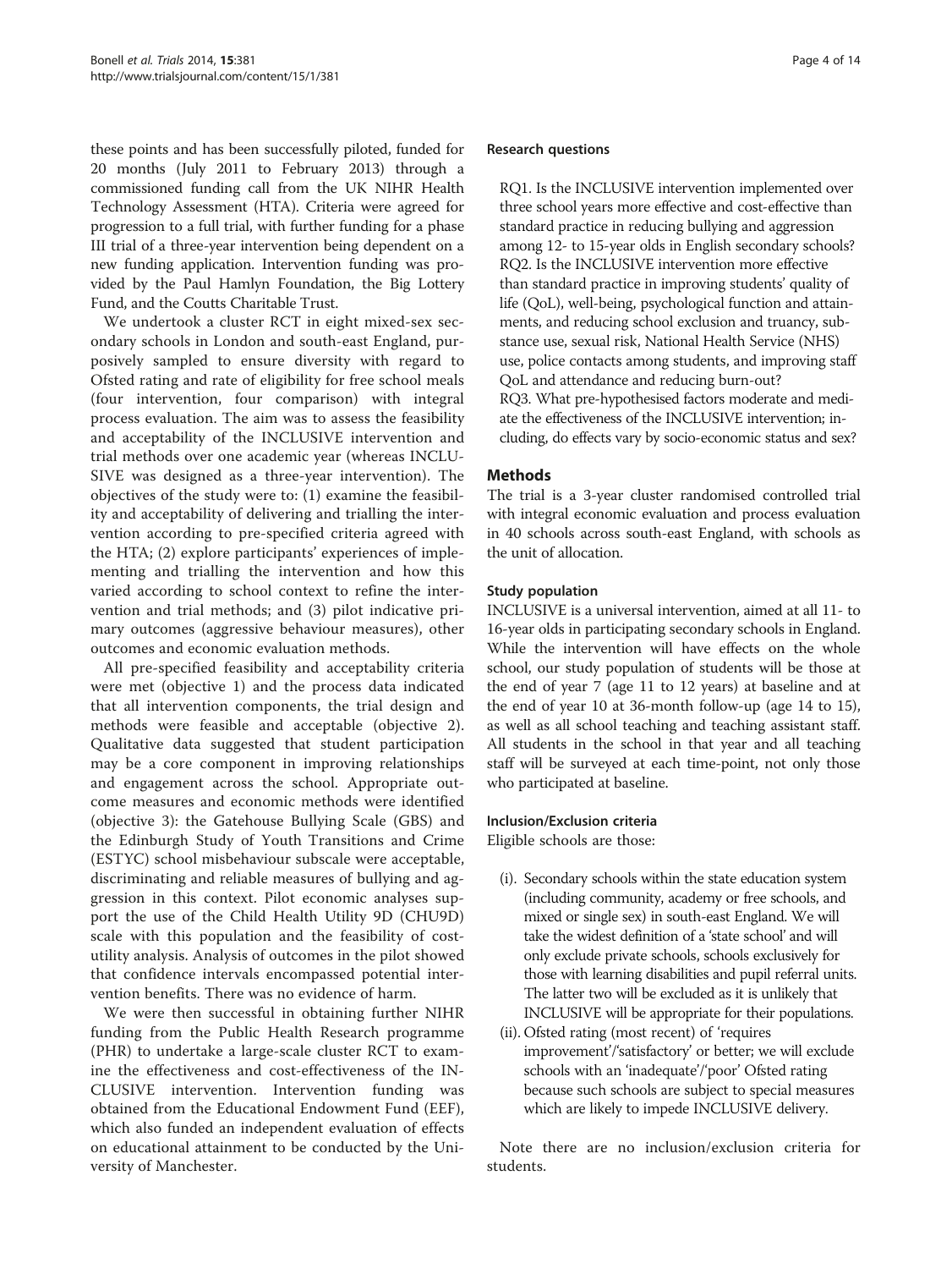these points and has been successfully piloted, funded for 20 months (July 2011 to February 2013) through a commissioned funding call from the UK NIHR Health Technology Assessment (HTA). Criteria were agreed for progression to a full trial, with further funding for a phase III trial of a three-year intervention being dependent on a new funding application. Intervention funding was provided by the Paul Hamlyn Foundation, the Big Lottery Fund, and the Coutts Charitable Trust.

We undertook a cluster RCT in eight mixed-sex secondary schools in London and south-east England, purposively sampled to ensure diversity with regard to Ofsted rating and rate of eligibility for free school meals (four intervention, four comparison) with integral process evaluation. The aim was to assess the feasibility and acceptability of the INCLUSIVE intervention and trial methods over one academic year (whereas INCLUSIVE was designed as a three-year intervention). The objectives of the study were to: (1) examine the feasibility and acceptability of delivering and trialling the intervention according to pre-specified criteria agreed with the HTA; (2) explore participants' experiences of implementing and trialling the intervention and how this varied according to school context to refine the intervention and trial methods; and (3) pilot indicative primary outcomes (aggressive behaviour measures), other outcomes and economic evaluation methods.

All pre-specified feasibility and acceptability criteria were met (objective 1) and the process data indicated that all intervention components, the trial design and methods were feasible and acceptable (objective 2). Qualitative data suggested that student participation may be a core component in improving relationships and engagement across the school. Appropriate outcome measures and economic methods were identified (objective 3): the Gatehouse Bullying Scale (GBS) and the Edinburgh Study of Youth Transitions and Crime (ESTYC) school misbehaviour subscale were acceptable, discriminating and reliable measures of bullying and aggression in this context. Pilot economic analyses support the use of the Child Health Utility 9D (CHU9D) scale with this population and the feasibility of cost-utility analysis. Analysis of outcomes in the pilot showed that confidence intervals encompassed potential intervention benefits. There was no evidence of harm.

We were then successful in obtaining further NIHR funding from the Public Health Research programme (PHR) to undertake a large-scale cluster RCT to examine the effectiveness and cost-effectiveness of the INCLUSIVE intervention. Intervention funding was obtained from the Educational Endowment Fund (EEF), which also funded an independent evaluation of effects on educational attainment to be conducted by the University of Manchester.

### Research questions

RQ1. Is the INCLUSIVE intervention implemented over three school years more effective and cost-effective than standard practice in reducing bullying and aggression among 12- to 15-year olds in English secondary schools?
RQ2. Is the INCLUSIVE intervention more effective than standard practice in improving students' quality of life (QoL), well-being, psychological function and attainments, and reducing school exclusion and truancy, substance use, sexual risk, National Health Service (NHS) use, police contacts among students, and improving staff QoL and attendance and reducing burn-out?
RQ3. What pre-hypothesised factors moderate and mediate the effectiveness of the INCLUSIVE intervention; including, do effects vary by socio-economic status and sex?

## Methods

The trial is a 3-year cluster randomised controlled trial with integral economic evaluation and process evaluation in 40 schools across south-east England, with schools as the unit of allocation.

### Study population

INCLUSIVE is a universal intervention, aimed at all 11- to 16-year olds in participating secondary schools in England. While the intervention will have effects on the whole school, our study population of students will be those at the end of year 7 (age 11 to 12 years) at baseline and at the end of year 10 at 36-month follow-up (age 14 to 15), as well as all school teaching and teaching assistant staff. All students in the school in that year and all teaching staff will be surveyed at each time-point, not only those who participated at baseline.

### Inclusion/Exclusion criteria

Eligible schools are those:

(i). Secondary schools within the state education system (including community, academy or free schools, and mixed or single sex) in south-east England. We will take the widest definition of a 'state school' and will only exclude private schools, schools exclusively for those with learning disabilities and pupil referral units. The latter two will be excluded as it is unlikely that INCLUSIVE will be appropriate for their populations.

(ii). Ofsted rating (most recent) of 'requires improvement'/'satisfactory' or better; we will exclude schools with an 'inadequate'/'poor' Ofsted rating because such schools are subject to special measures which are likely to impede INCLUSIVE delivery.

Note there are no inclusion/exclusion criteria for students.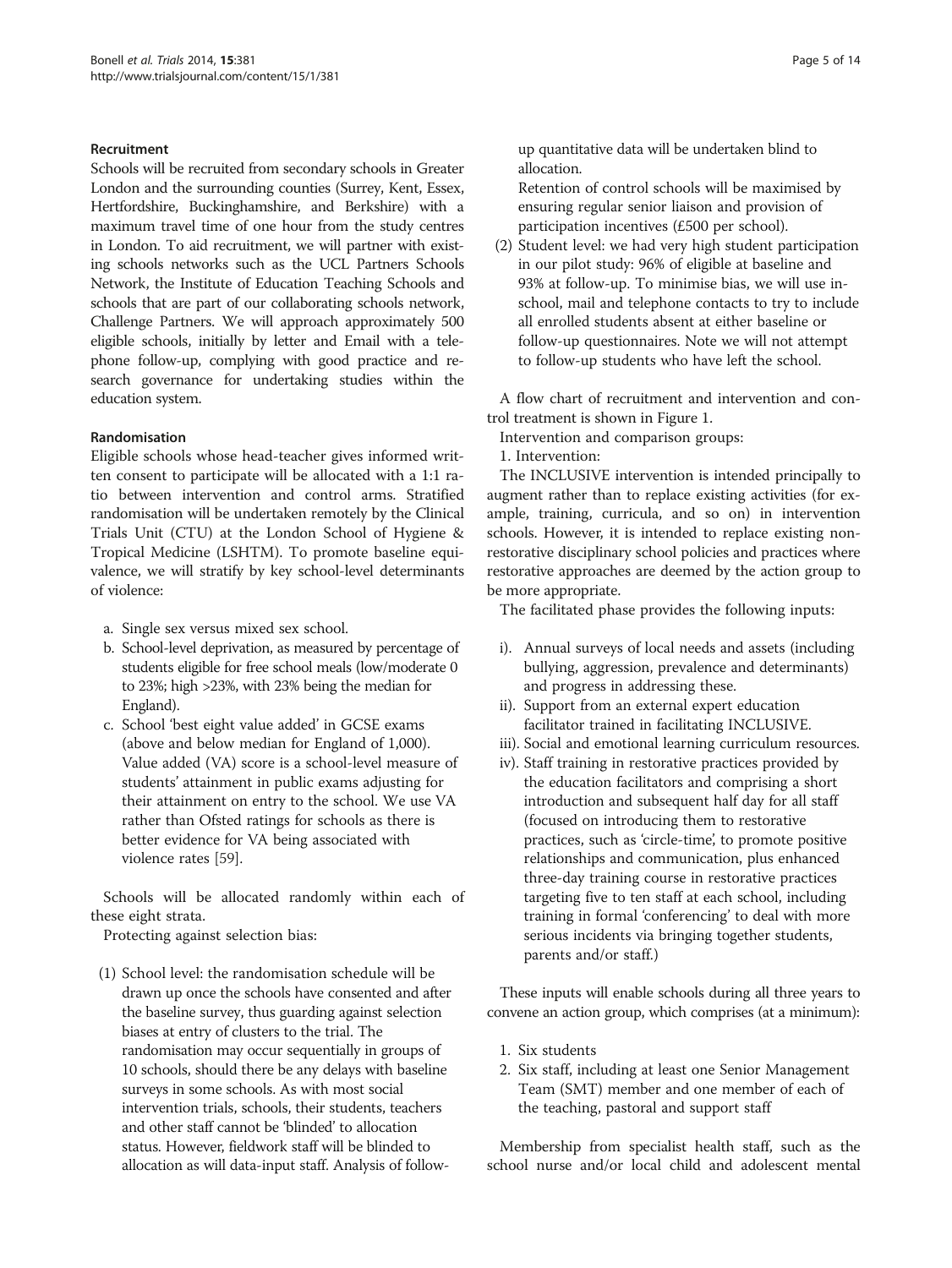### Recruitment

Schools will be recruited from secondary schools in Greater London and the surrounding counties (Surrey, Kent, Essex, Hertfordshire, Buckinghamshire, and Berkshire) with a maximum travel time of one hour from the study centres in London. To aid recruitment, we will partner with existing schools networks such as the UCL Partners Schools Network, the Institute of Education Teaching Schools and schools that are part of our collaborating schools network, Challenge Partners. We will approach approximately 500 eligible schools, initially by letter and Email with a telephone follow-up, complying with good practice and research governance for undertaking studies within the education system.

### Randomisation

Eligible schools whose head-teacher gives informed written consent to participate will be allocated with a 1:1 ratio between intervention and control arms. Stratified randomisation will be undertaken remotely by the Clinical Trials Unit (CTU) at the London School of Hygiene & Tropical Medicine (LSHTM). To promote baseline equivalence, we will stratify by key school-level determinants of violence:

a. Single sex versus mixed sex school.
b. School-level deprivation, as measured by percentage of students eligible for free school meals (low/moderate 0 to 23%; high >23%, with 23% being the median for England).
c. School 'best eight value added' in GCSE exams (above and below median for England of 1,000). Value added (VA) score is a school-level measure of students' attainment in public exams adjusting for their attainment on entry to the school. We use VA rather than Ofsted ratings for schools as there is better evidence for VA being associated with violence rates [59].

Schools will be allocated randomly within each of these eight strata.

Protecting against selection bias:

(1) School level: the randomisation schedule will be drawn up once the schools have consented and after the baseline survey, thus guarding against selection biases at entry of clusters to the trial. The randomisation may occur sequentially in groups of 10 schools, should there be any delays with baseline surveys in some schools. As with most social intervention trials, schools, their students, teachers and other staff cannot be 'blinded' to allocation status. However, fieldwork staff will be blinded to allocation as will data-input staff. Analysis of follow-up quantitative data will be undertaken blind to allocation.

Retention of control schools will be maximised by ensuring regular senior liaison and provision of participation incentives (£500 per school).

(2) Student level: we had very high student participation in our pilot study: 96% of eligible at baseline and 93% at follow-up. To minimise bias, we will use in-school, mail and telephone contacts to try to include all enrolled students absent at either baseline or follow-up questionnaires. Note we will not attempt to follow-up students who have left the school.

A flow chart of recruitment and intervention and control treatment is shown in Figure 1.

Intervention and comparison groups:

1. Intervention:

The INCLUSIVE intervention is intended principally to augment rather than to replace existing activities (for example, training, curricula, and so on) in intervention schools. However, it is intended to replace existing non-restorative disciplinary school policies and practices where restorative approaches are deemed by the action group to be more appropriate.

The facilitated phase provides the following inputs:

i). Annual surveys of local needs and assets (including bullying, aggression, prevalence and determinants) and progress in addressing these.
ii). Support from an external expert education facilitator trained in facilitating INCLUSIVE.
iii). Social and emotional learning curriculum resources.
iv). Staff training in restorative practices provided by the education facilitators and comprising a short introduction and subsequent half day for all staff (focused on introducing them to restorative practices, such as 'circle-time', to promote positive relationships and communication, plus enhanced three-day training course in restorative practices targeting five to ten staff at each school, including training in formal 'conferencing' to deal with more serious incidents via bringing together students, parents and/or staff.)

These inputs will enable schools during all three years to convene an action group, which comprises (at a minimum):

1. Six students
2. Six staff, including at least one Senior Management Team (SMT) member and one member of each of the teaching, pastoral and support staff

Membership from specialist health staff, such as the school nurse and/or local child and adolescent mental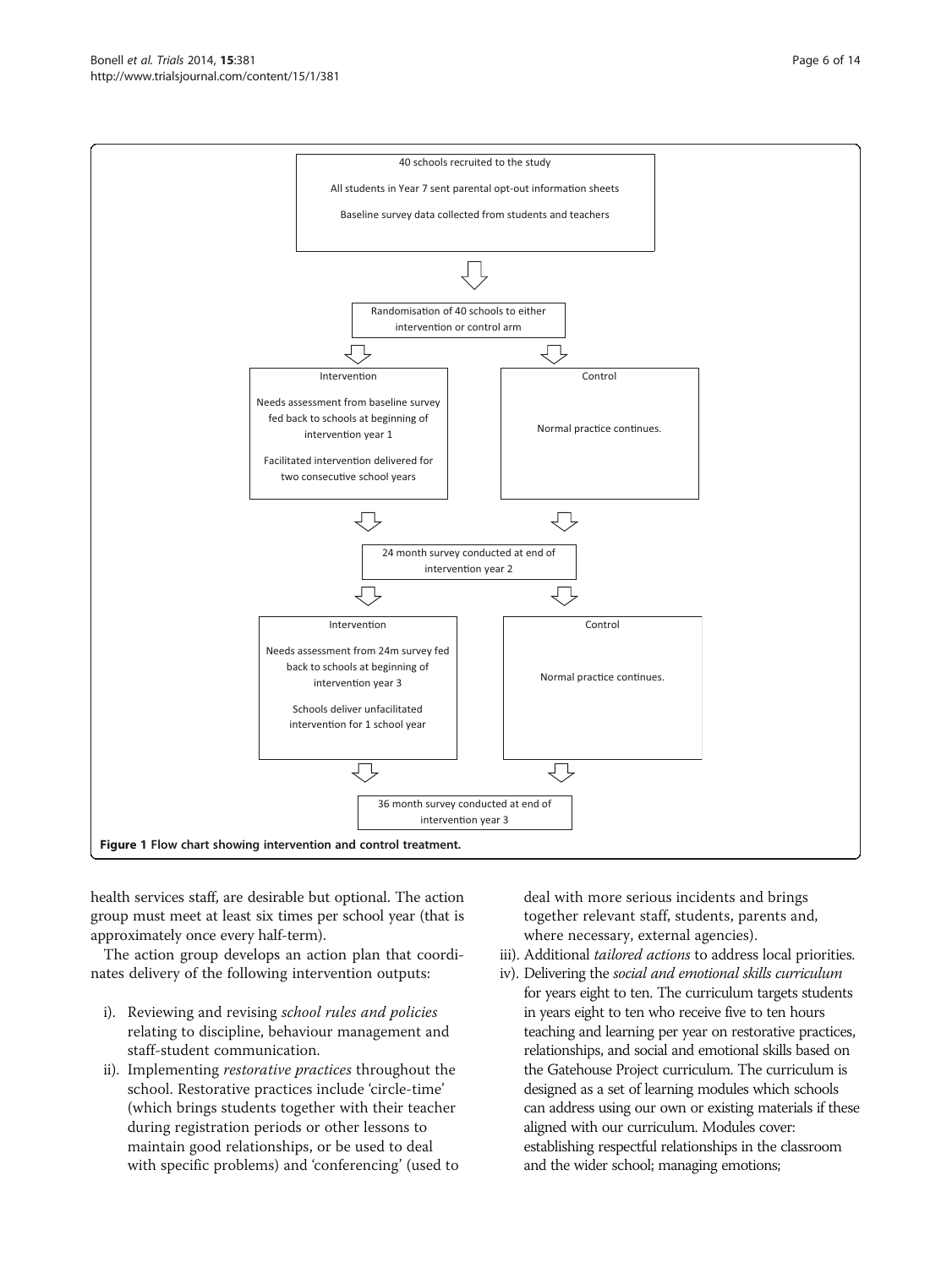40 schools recruited to the study

All students in Year 7 sent parental opt-out information sheets

Baseline survey data collected from students and teachers

Randomisation of 40 schools to either intervention or control arm

**Intervention**

Needs assessment from baseline survey fed back to schools at beginning of intervention year 1

Facilitated intervention delivered for two consecutive school years

**Control**

Normal practice continues.

24 month survey conducted at end of intervention year 2

**Intervention**

Needs assessment from 24m survey fed back to schools at beginning of intervention year 3

Schools deliver unfacilitated intervention for 1 school year

**Control**

Normal practice continues.

36 month survey conducted at end of intervention year 3

**Figure 1 Flow chart showing intervention and control treatment.**

health services staff, are desirable but optional. The action group must meet at least six times per school year (that is approximately once every half-term).

The action group develops an action plan that coordinates delivery of the following intervention outputs:

i). Reviewing and revising *school rules and policies* relating to discipline, behaviour management and staff-student communication.
ii). Implementing *restorative practices* throughout the school. Restorative practices include 'circle-time' (which brings students together with their teacher during registration periods or other lessons to maintain good relationships, or be used to deal with specific problems) and 'conferencing' (used to deal with more serious incidents and brings together relevant staff, students, parents and, where necessary, external agencies).
iii). Additional *tailored actions* to address local priorities.
iv). Delivering the *social and emotional skills curriculum* for years eight to ten. The curriculum targets students in years eight to ten who receive five to ten hours teaching and learning per year on restorative practices, relationships, and social and emotional skills based on the Gatehouse Project curriculum. The curriculum is designed as a set of learning modules which schools can address using our own or existing materials if these aligned with our curriculum. Modules cover: establishing respectful relationships in the classroom and the wider school; managing emotions;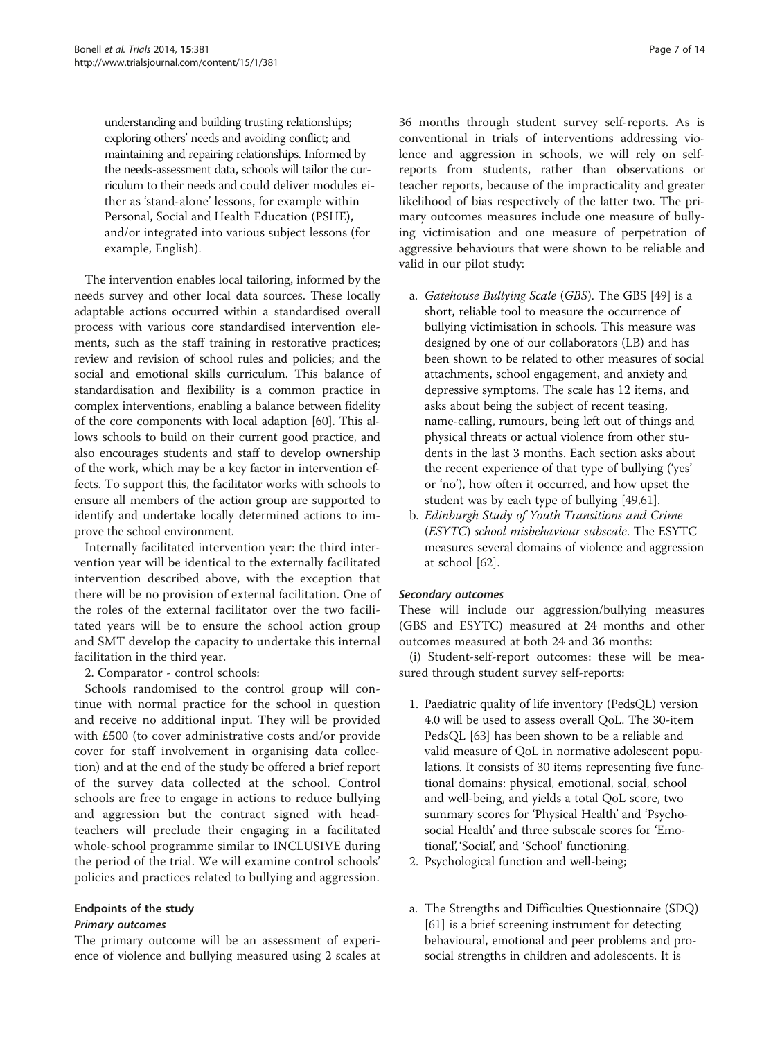understanding and building trusting relationships; exploring others' needs and avoiding conflict; and maintaining and repairing relationships. Informed by the needs-assessment data, schools will tailor the curriculum to their needs and could deliver modules either as 'stand-alone' lessons, for example within Personal, Social and Health Education (PSHE), and/or integrated into various subject lessons (for example, English).

The intervention enables local tailoring, informed by the needs survey and other local data sources. These locally adaptable actions occurred within a standardised overall process with various core standardised intervention elements, such as the staff training in restorative practices; review and revision of school rules and policies; and the social and emotional skills curriculum. This balance of standardisation and flexibility is a common practice in complex interventions, enabling a balance between fidelity of the core components with local adaption [60]. This allows schools to build on their current good practice, and also encourages students and staff to develop ownership of the work, which may be a key factor in intervention effects. To support this, the facilitator works with schools to ensure all members of the action group are supported to identify and undertake locally determined actions to improve the school environment.

Internally facilitated intervention year: the third intervention year will be identical to the externally facilitated intervention described above, with the exception that there will be no provision of external facilitation. One of the roles of the external facilitator over the two facilitated years will be to ensure the school action group and SMT develop the capacity to undertake this internal facilitation in the third year.

2. Comparator - control schools:

Schools randomised to the control group will continue with normal practice for the school in question and receive no additional input. They will be provided with £500 (to cover administrative costs and/or provide cover for staff involvement in organising data collection) and at the end of the study be offered a brief report of the survey data collected at the school. Control schools are free to engage in actions to reduce bullying and aggression but the contract signed with headteachers will preclude their engaging in a facilitated whole-school programme similar to INCLUSIVE during the period of the trial. We will examine control schools' policies and practices related to bullying and aggression.

## Endpoints of the study

### *Primary outcomes*

The primary outcome will be an assessment of experience of violence and bullying measured using 2 scales at 36 months through student survey self-reports. As is conventional in trials of interventions addressing violence and aggression in schools, we will rely on self-reports from students, rather than observations or teacher reports, because of the impracticality and greater likelihood of bias respectively of the latter two. The primary outcomes measures include one measure of bullying victimisation and one measure of perpetration of aggressive behaviours that were shown to be reliable and valid in our pilot study:

a. *Gatehouse Bullying Scale* (*GBS*). The GBS [49] is a short, reliable tool to measure the occurrence of bullying victimisation in schools. This measure was designed by one of our collaborators (LB) and has been shown to be related to other measures of social attachments, school engagement, and anxiety and depressive symptoms. The scale has 12 items, and asks about being the subject of recent teasing, name-calling, rumours, being left out of things and physical threats or actual violence from other students in the last 3 months. Each section asks about the recent experience of that type of bullying ('yes' or 'no'), how often it occurred, and how upset the student was by each type of bullying [49,61].
b. *Edinburgh Study of Youth Transitions and Crime* (*ESYTC*) *school misbehaviour subscale*. The ESYTC measures several domains of violence and aggression at school [62].

### *Secondary outcomes*

These will include our aggression/bullying measures (GBS and ESYTC) measured at 24 months and other outcomes measured at both 24 and 36 months:

(i) Student-self-report outcomes: these will be measured through student survey self-reports:

1. Paediatric quality of life inventory (PedsQL) version 4.0 will be used to assess overall QoL. The 30-item PedsQL [63] has been shown to be a reliable and valid measure of QoL in normative adolescent populations. It consists of 30 items representing five functional domains: physical, emotional, social, school and well-being, and yields a total QoL score, two summary scores for 'Physical Health' and 'Psychosocial Health' and three subscale scores for 'Emotional', 'Social', and 'School' functioning.
2. Psychological function and well-being;

a. The Strengths and Difficulties Questionnaire (SDQ) [61] is a brief screening instrument for detecting behavioural, emotional and peer problems and pro-social strengths in children and adolescents. It is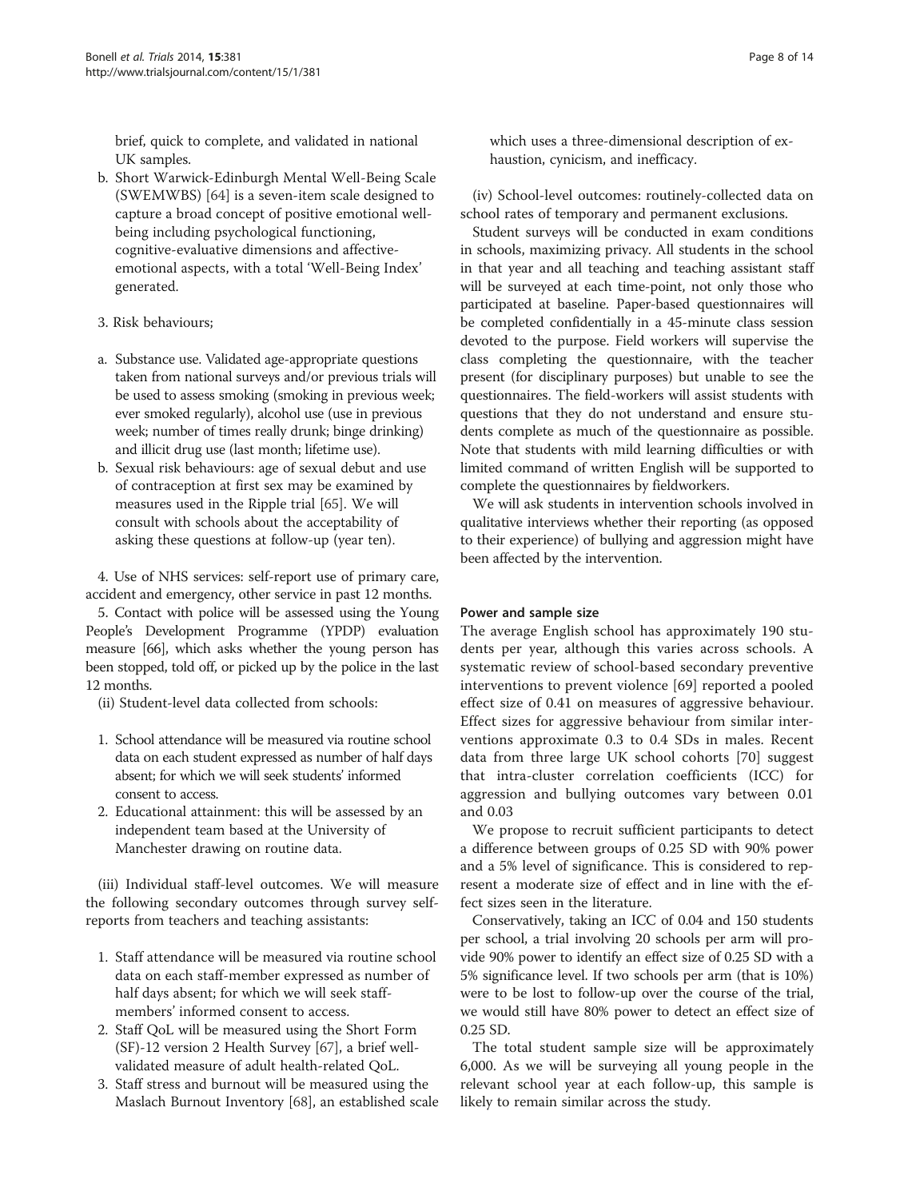brief, quick to complete, and validated in national UK samples.

b. Short Warwick-Edinburgh Mental Well-Being Scale (SWEMWBS) [64] is a seven-item scale designed to capture a broad concept of positive emotional well-being including psychological functioning, cognitive-evaluative dimensions and affective-emotional aspects, with a total 'Well-Being Index' generated.

3. Risk behaviours;

a. Substance use. Validated age-appropriate questions taken from national surveys and/or previous trials will be used to assess smoking (smoking in previous week; ever smoked regularly), alcohol use (use in previous week; number of times really drunk; binge drinking) and illicit drug use (last month; lifetime use).
b. Sexual risk behaviours: age of sexual debut and use of contraception at first sex may be examined by measures used in the Ripple trial [65]. We will consult with schools about the acceptability of asking these questions at follow-up (year ten).

4. Use of NHS services: self-report use of primary care, accident and emergency, other service in past 12 months.

5. Contact with police will be assessed using the Young People's Development Programme (YPDP) evaluation measure [66], which asks whether the young person has been stopped, told off, or picked up by the police in the last 12 months.

(ii) Student-level data collected from schools:

1. School attendance will be measured via routine school data on each student expressed as number of half days absent; for which we will seek students' informed consent to access.
2. Educational attainment: this will be assessed by an independent team based at the University of Manchester drawing on routine data.

(iii) Individual staff-level outcomes. We will measure the following secondary outcomes through survey self-reports from teachers and teaching assistants:

1. Staff attendance will be measured via routine school data on each staff-member expressed as number of half days absent; for which we will seek staff-members' informed consent to access.
2. Staff QoL will be measured using the Short Form (SF)-12 version 2 Health Survey [67], a brief well-validated measure of adult health-related QoL.
3. Staff stress and burnout will be measured using the Maslach Burnout Inventory [68], an established scale which uses a three-dimensional description of exhaustion, cynicism, and inefficacy.

(iv) School-level outcomes: routinely-collected data on school rates of temporary and permanent exclusions.

Student surveys will be conducted in exam conditions in schools, maximizing privacy. All students in the school in that year and all teaching and teaching assistant staff will be surveyed at each time-point, not only those who participated at baseline. Paper-based questionnaires will be completed confidentially in a 45-minute class session devoted to the purpose. Field workers will supervise the class completing the questionnaire, with the teacher present (for disciplinary purposes) but unable to see the questionnaires. The field-workers will assist students with questions that they do not understand and ensure students complete as much of the questionnaire as possible. Note that students with mild learning difficulties or with limited command of written English will be supported to complete the questionnaires by fieldworkers.

We will ask students in intervention schools involved in qualitative interviews whether their reporting (as opposed to their experience) of bullying and aggression might have been affected by the intervention.

#### Power and sample size

The average English school has approximately 190 students per year, although this varies across schools. A systematic review of school-based secondary preventive interventions to prevent violence [69] reported a pooled effect size of 0.41 on measures of aggressive behaviour. Effect sizes for aggressive behaviour from similar interventions approximate 0.3 to 0.4 SDs in males. Recent data from three large UK school cohorts [70] suggest that intra-cluster correlation coefficients (ICC) for aggression and bullying outcomes vary between 0.01 and 0.03

We propose to recruit sufficient participants to detect a difference between groups of 0.25 SD with 90% power and a 5% level of significance. This is considered to represent a moderate size of effect and in line with the effect sizes seen in the literature.

Conservatively, taking an ICC of 0.04 and 150 students per school, a trial involving 20 schools per arm will provide 90% power to identify an effect size of 0.25 SD with a 5% significance level. If two schools per arm (that is 10%) were to be lost to follow-up over the course of the trial, we would still have 80% power to detect an effect size of 0.25 SD.

The total student sample size will be approximately 6,000. As we will be surveying all young people in the relevant school year at each follow-up, this sample is likely to remain similar across the study.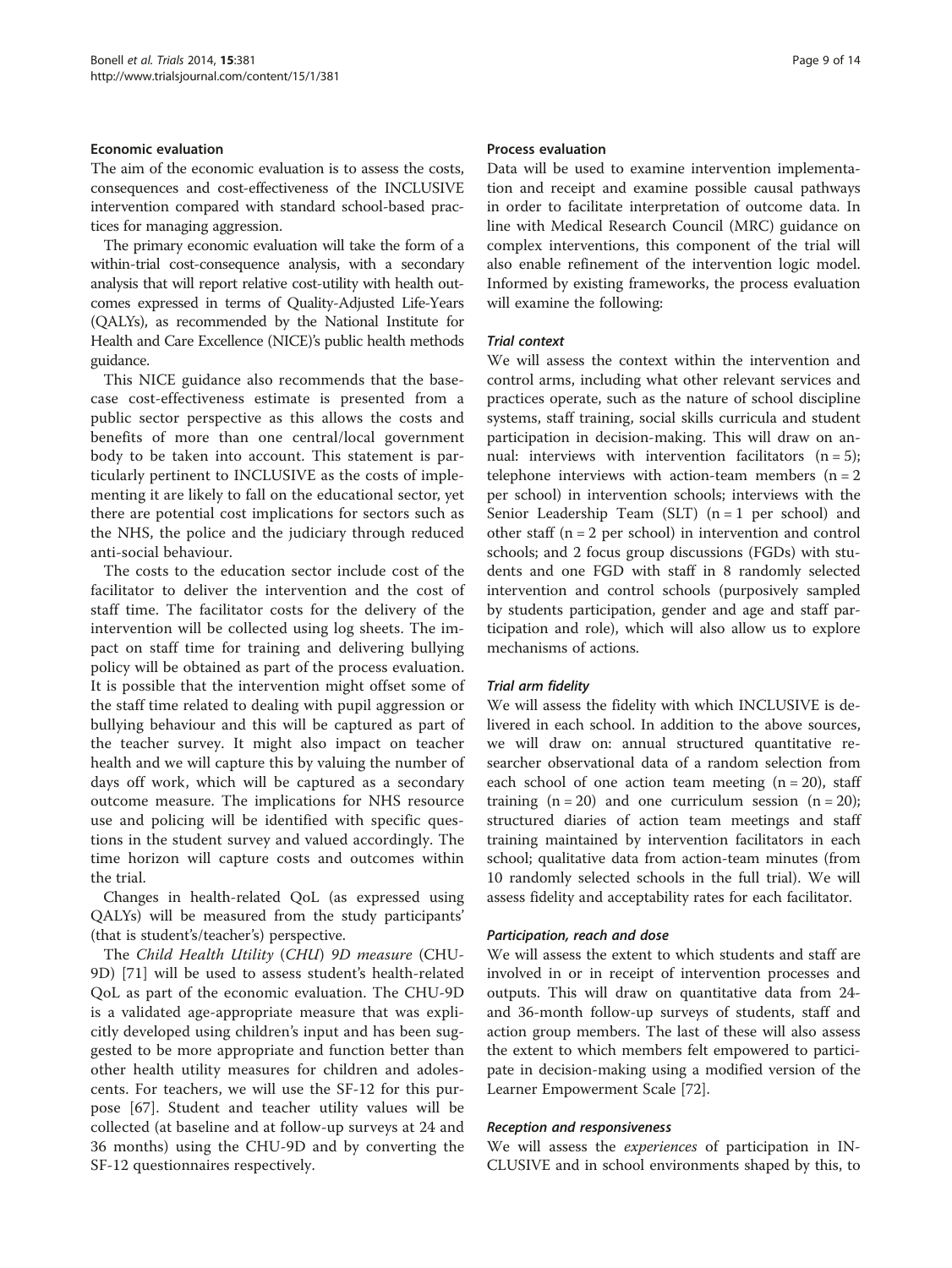### Economic evaluation

The aim of the economic evaluation is to assess the costs, consequences and cost-effectiveness of the INCLUSIVE intervention compared with standard school-based practices for managing aggression.

The primary economic evaluation will take the form of a within-trial cost-consequence analysis, with a secondary analysis that will report relative cost-utility with health outcomes expressed in terms of Quality-Adjusted Life-Years (QALYs), as recommended by the National Institute for Health and Care Excellence (NICE)'s public health methods guidance.

This NICE guidance also recommends that the base-case cost-effectiveness estimate is presented from a public sector perspective as this allows the costs and benefits of more than one central/local government body to be taken into account. This statement is particularly pertinent to INCLUSIVE as the costs of implementing it are likely to fall on the educational sector, yet there are potential cost implications for sectors such as the NHS, the police and the judiciary through reduced anti-social behaviour.

The costs to the education sector include cost of the facilitator to deliver the intervention and the cost of staff time. The facilitator costs for the delivery of the intervention will be collected using log sheets. The impact on staff time for training and delivering bullying policy will be obtained as part of the process evaluation. It is possible that the intervention might offset some of the staff time related to dealing with pupil aggression or bullying behaviour and this will be captured as part of the teacher survey. It might also impact on teacher health and we will capture this by valuing the number of days off work, which will be captured as a secondary outcome measure. The implications for NHS resource use and policing will be identified with specific questions in the student survey and valued accordingly. The time horizon will capture costs and outcomes within the trial.

Changes in health-related QoL (as expressed using QALYs) will be measured from the study participants' (that is student's/teacher's) perspective.

The *Child Health Utility* (*CHU*) *9D measure* (CHU-9D) [71] will be used to assess student's health-related QoL as part of the economic evaluation. The CHU-9D is a validated age-appropriate measure that was explicitly developed using children's input and has been suggested to be more appropriate and function better than other health utility measures for children and adolescents. For teachers, we will use the SF-12 for this purpose [67]. Student and teacher utility values will be collected (at baseline and at follow-up surveys at 24 and 36 months) using the CHU-9D and by converting the SF-12 questionnaires respectively.

### Process evaluation

Data will be used to examine intervention implementation and receipt and examine possible causal pathways in order to facilitate interpretation of outcome data. In line with Medical Research Council (MRC) guidance on complex interventions, this component of the trial will also enable refinement of the intervention logic model. Informed by existing frameworks, the process evaluation will examine the following:

#### *Trial context*

We will assess the context within the intervention and control arms, including what other relevant services and practices operate, such as the nature of school discipline systems, staff training, social skills curricula and student participation in decision-making. This will draw on annual: interviews with intervention facilitators (n = 5); telephone interviews with action-team members (n = 2 per school) in intervention schools; interviews with the Senior Leadership Team (SLT) (n = 1 per school) and other staff (n = 2 per school) in intervention and control schools; and 2 focus group discussions (FGDs) with students and one FGD with staff in 8 randomly selected intervention and control schools (purposively sampled by students participation, gender and age and staff participation and role), which will also allow us to explore mechanisms of actions.

#### *Trial arm fidelity*

We will assess the fidelity with which INCLUSIVE is delivered in each school. In addition to the above sources, we will draw on: annual structured quantitative researcher observational data of a random selection from each school of one action team meeting (n = 20), staff training (n = 20) and one curriculum session (n = 20); structured diaries of action team meetings and staff training maintained by intervention facilitators in each school; qualitative data from action-team minutes (from 10 randomly selected schools in the full trial). We will assess fidelity and acceptability rates for each facilitator.

#### *Participation, reach and dose*

We will assess the extent to which students and staff are involved in or in receipt of intervention processes and outputs. This will draw on quantitative data from 24- and 36-month follow-up surveys of students, staff and action group members. The last of these will also assess the extent to which members felt empowered to participate in decision-making using a modified version of the Learner Empowerment Scale [72].

#### *Reception and responsiveness*

We will assess the *experiences* of participation in INCLUSIVE and in school environments shaped by this, to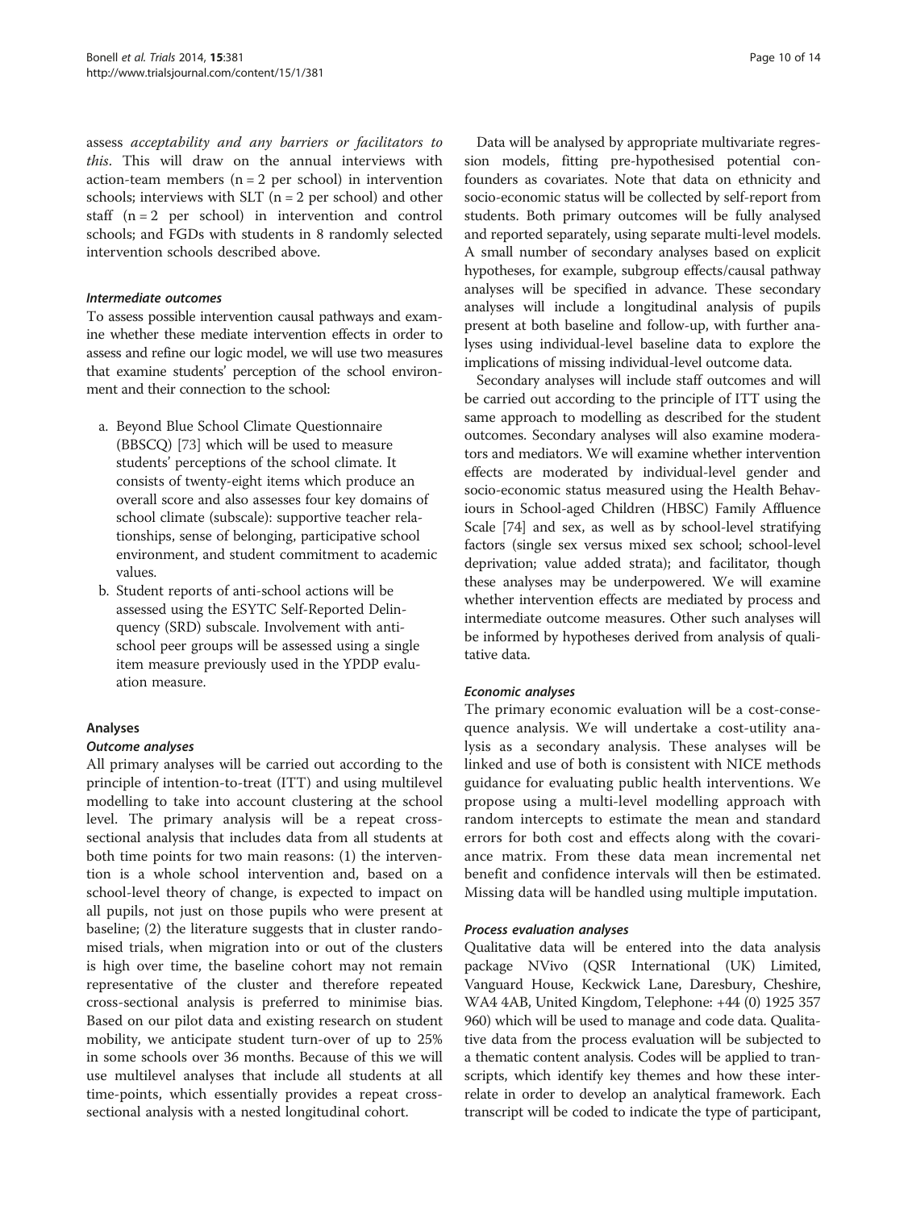assess *acceptability and any barriers or facilitators to this*. This will draw on the annual interviews with action-team members (n = 2 per school) in intervention schools; interviews with SLT (n = 2 per school) and other staff (n = 2 per school) in intervention and control schools; and FGDs with students in 8 randomly selected intervention schools described above.

#### *Intermediate outcomes*

To assess possible intervention causal pathways and examine whether these mediate intervention effects in order to assess and refine our logic model, we will use two measures that examine students' perception of the school environment and their connection to the school:

a. Beyond Blue School Climate Questionnaire (BBSCQ) [73] which will be used to measure students' perceptions of the school climate. It consists of twenty-eight items which produce an overall score and also assesses four key domains of school climate (subscale): supportive teacher relationships, sense of belonging, participative school environment, and student commitment to academic values.
b. Student reports of anti-school actions will be assessed using the ESYTC Self-Reported Delinquency (SRD) subscale. Involvement with anti-school peer groups will be assessed using a single item measure previously used in the YPDP evaluation measure.

### Analyses

#### *Outcome analyses*

All primary analyses will be carried out according to the principle of intention-to-treat (ITT) and using multilevel modelling to take into account clustering at the school level. The primary analysis will be a repeat cross-sectional analysis that includes data from all students at both time points for two main reasons: (1) the intervention is a whole school intervention and, based on a school-level theory of change, is expected to impact on all pupils, not just on those pupils who were present at baseline; (2) the literature suggests that in cluster randomised trials, when migration into or out of the clusters is high over time, the baseline cohort may not remain representative of the cluster and therefore repeated cross-sectional analysis is preferred to minimise bias. Based on our pilot data and existing research on student mobility, we anticipate student turn-over of up to 25% in some schools over 36 months. Because of this we will use multilevel analyses that include all students at all time-points, which essentially provides a repeat cross-sectional analysis with a nested longitudinal cohort.

Data will be analysed by appropriate multivariate regression models, fitting pre-hypothesised potential confounders as covariates. Note that data on ethnicity and socio-economic status will be collected by self-report from students. Both primary outcomes will be fully analysed and reported separately, using separate multi-level models. A small number of secondary analyses based on explicit hypotheses, for example, subgroup effects/causal pathway analyses will be specified in advance. These secondary analyses will include a longitudinal analysis of pupils present at both baseline and follow-up, with further analyses using individual-level baseline data to explore the implications of missing individual-level outcome data.

Secondary analyses will include staff outcomes and will be carried out according to the principle of ITT using the same approach to modelling as described for the student outcomes. Secondary analyses will also examine moderators and mediators. We will examine whether intervention effects are moderated by individual-level gender and socio-economic status measured using the Health Behaviours in School-aged Children (HBSC) Family Affluence Scale [74] and sex, as well as by school-level stratifying factors (single sex versus mixed sex school; school-level deprivation; value added strata); and facilitator, though these analyses may be underpowered. We will examine whether intervention effects are mediated by process and intermediate outcome measures. Other such analyses will be informed by hypotheses derived from analysis of qualitative data.

#### *Economic analyses*

The primary economic evaluation will be a cost-consequence analysis. We will undertake a cost-utility analysis as a secondary analysis. These analyses will be linked and use of both is consistent with NICE methods guidance for evaluating public health interventions. We propose using a multi-level modelling approach with random intercepts to estimate the mean and standard errors for both cost and effects along with the covariance matrix. From these data mean incremental net benefit and confidence intervals will then be estimated. Missing data will be handled using multiple imputation.

#### *Process evaluation analyses*

Qualitative data will be entered into the data analysis package NVivo (QSR International (UK) Limited, Vanguard House, Keckwick Lane, Daresbury, Cheshire, WA4 4AB, United Kingdom, Telephone: +44 (0) 1925 357 960) which will be used to manage and code data. Qualitative data from the process evaluation will be subjected to a thematic content analysis. Codes will be applied to transcripts, which identify key themes and how these interrelate in order to develop an analytical framework. Each transcript will be coded to indicate the type of participant,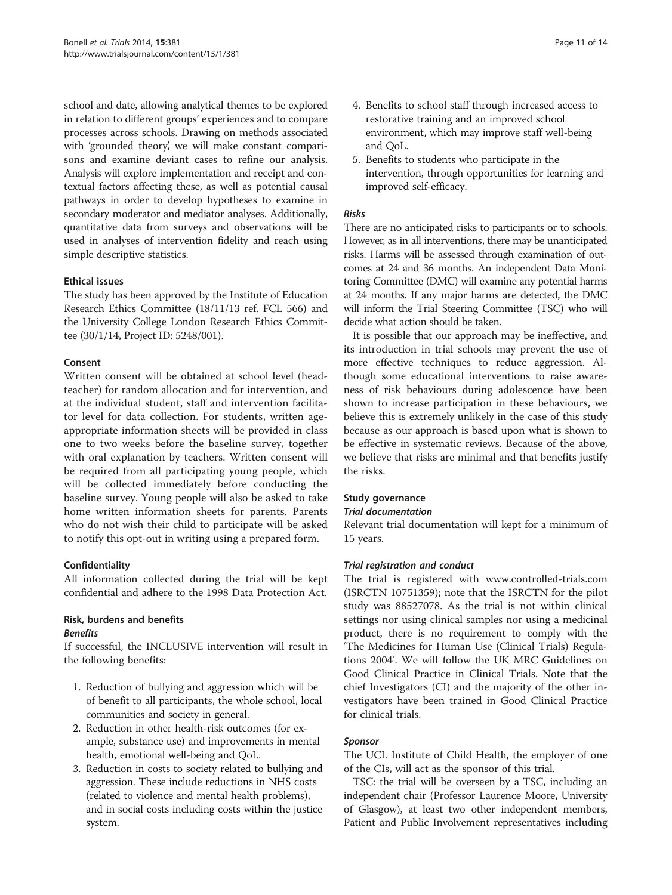school and date, allowing analytical themes to be explored in relation to different groups' experiences and to compare processes across schools. Drawing on methods associated with 'grounded theory', we will make constant comparisons and examine deviant cases to refine our analysis. Analysis will explore implementation and receipt and contextual factors affecting these, as well as potential causal pathways in order to develop hypotheses to examine in secondary moderator and mediator analyses. Additionally, quantitative data from surveys and observations will be used in analyses of intervention fidelity and reach using simple descriptive statistics.

### Ethical issues

The study has been approved by the Institute of Education Research Ethics Committee (18/11/13 ref. FCL 566) and the University College London Research Ethics Committee (30/1/14, Project ID: 5248/001).

### Consent

Written consent will be obtained at school level (headteacher) for random allocation and for intervention, and at the individual student, staff and intervention facilitator level for data collection. For students, written age-appropriate information sheets will be provided in class one to two weeks before the baseline survey, together with oral explanation by teachers. Written consent will be required from all participating young people, which will be collected immediately before conducting the baseline survey. Young people will also be asked to take home written information sheets for parents. Parents who do not wish their child to participate will be asked to notify this opt-out in writing using a prepared form.

### Confidentiality

All information collected during the trial will be kept confidential and adhere to the 1998 Data Protection Act.

### Risk, burdens and benefits

#### *Benefits*

If successful, the INCLUSIVE intervention will result in the following benefits:

1. Reduction of bullying and aggression which will be of benefit to all participants, the whole school, local communities and society in general.
2. Reduction in other health-risk outcomes (for example, substance use) and improvements in mental health, emotional well-being and QoL.
3. Reduction in costs to society related to bullying and aggression. These include reductions in NHS costs (related to violence and mental health problems), and in social costs including costs within the justice system.
4. Benefits to school staff through increased access to restorative training and an improved school environment, which may improve staff well-being and QoL.
5. Benefits to students who participate in the intervention, through opportunities for learning and improved self-efficacy.

#### *Risks*

There are no anticipated risks to participants or to schools. However, as in all interventions, there may be unanticipated risks. Harms will be assessed through examination of outcomes at 24 and 36 months. An independent Data Monitoring Committee (DMC) will examine any potential harms at 24 months. If any major harms are detected, the DMC will inform the Trial Steering Committee (TSC) who will decide what action should be taken.

It is possible that our approach may be ineffective, and its introduction in trial schools may prevent the use of more effective techniques to reduce aggression. Although some educational interventions to raise awareness of risk behaviours during adolescence have been shown to increase participation in these behaviours, we believe this is extremely unlikely in the case of this study because as our approach is based upon what is shown to be effective in systematic reviews. Because of the above, we believe that risks are minimal and that benefits justify the risks.

### Study governance

#### *Trial documentation*

Relevant trial documentation will kept for a minimum of 15 years.

#### *Trial registration and conduct*

The trial is registered with www.controlled-trials.com (ISRCTN 10751359); note that the ISRCTN for the pilot study was 88527078. As the trial is not within clinical settings nor using clinical samples nor using a medicinal product, there is no requirement to comply with the 'The Medicines for Human Use (Clinical Trials) Regulations 2004'. We will follow the UK MRC Guidelines on Good Clinical Practice in Clinical Trials. Note that the chief Investigators (CI) and the majority of the other investigators have been trained in Good Clinical Practice for clinical trials.

#### *Sponsor*

The UCL Institute of Child Health, the employer of one of the CIs, will act as the sponsor of this trial.

TSC: the trial will be overseen by a TSC, including an independent chair (Professor Laurence Moore, University of Glasgow), at least two other independent members, Patient and Public Involvement representatives including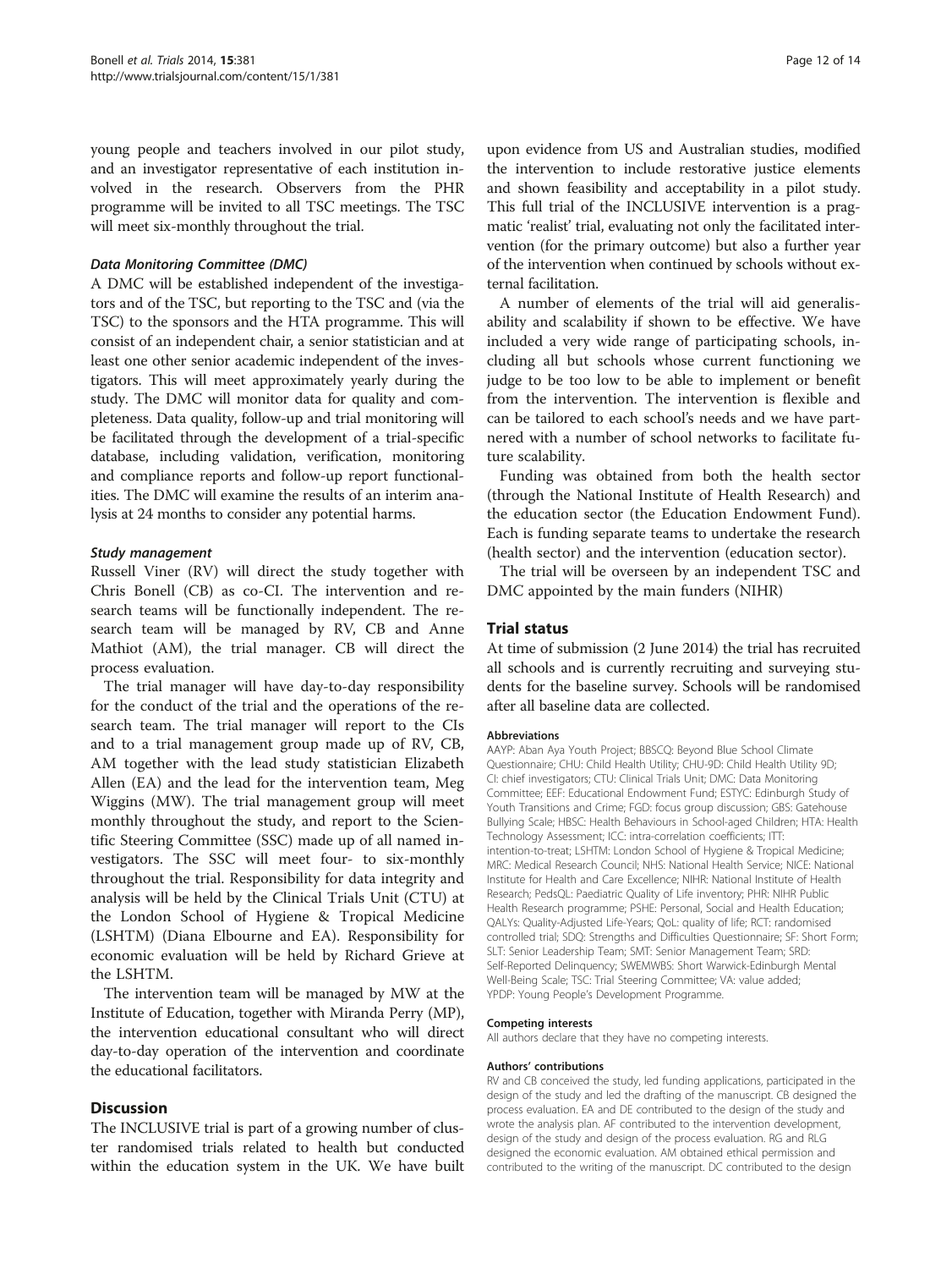young people and teachers involved in our pilot study, and an investigator representative of each institution involved in the research. Observers from the PHR programme will be invited to all TSC meetings. The TSC will meet six-monthly throughout the trial.

#### *Data Monitoring Committee (DMC)*

A DMC will be established independent of the investigators and of the TSC, but reporting to the TSC and (via the TSC) to the sponsors and the HTA programme. This will consist of an independent chair, a senior statistician and at least one other senior academic independent of the investigators. This will meet approximately yearly during the study. The DMC will monitor data for quality and completeness. Data quality, follow-up and trial monitoring will be facilitated through the development of a trial-specific database, including validation, verification, monitoring and compliance reports and follow-up report functionalities. The DMC will examine the results of an interim analysis at 24 months to consider any potential harms.

#### *Study management*

Russell Viner (RV) will direct the study together with Chris Bonell (CB) as co-CI. The intervention and research teams will be functionally independent. The research team will be managed by RV, CB and Anne Mathiot (AM), the trial manager. CB will direct the process evaluation.

The trial manager will have day-to-day responsibility for the conduct of the trial and the operations of the research team. The trial manager will report to the CIs and to a trial management group made up of RV, CB, AM together with the lead study statistician Elizabeth Allen (EA) and the lead for the intervention team, Meg Wiggins (MW). The trial management group will meet monthly throughout the study, and report to the Scientific Steering Committee (SSC) made up of all named investigators. The SSC will meet four- to six-monthly throughout the trial. Responsibility for data integrity and analysis will be held by the Clinical Trials Unit (CTU) at the London School of Hygiene & Tropical Medicine (LSHTM) (Diana Elbourne and EA). Responsibility for economic evaluation will be held by Richard Grieve at the LSHTM.

The intervention team will be managed by MW at the Institute of Education, together with Miranda Perry (MP), the intervention educational consultant who will direct day-to-day operation of the intervention and coordinate the educational facilitators.

## Discussion

The INCLUSIVE trial is part of a growing number of cluster randomised trials related to health but conducted within the education system in the UK. We have built upon evidence from US and Australian studies, modified the intervention to include restorative justice elements and shown feasibility and acceptability in a pilot study. This full trial of the INCLUSIVE intervention is a pragmatic 'realist' trial, evaluating not only the facilitated intervention (for the primary outcome) but also a further year of the intervention when continued by schools without external facilitation.

A number of elements of the trial will aid generalisability and scalability if shown to be effective. We have included a very wide range of participating schools, including all but schools whose current functioning we judge to be too low to be able to implement or benefit from the intervention. The intervention is flexible and can be tailored to each school's needs and we have partnered with a number of school networks to facilitate future scalability.

Funding was obtained from both the health sector (through the National Institute of Health Research) and the education sector (the Education Endowment Fund). Each is funding separate teams to undertake the research (health sector) and the intervention (education sector).

The trial will be overseen by an independent TSC and DMC appointed by the main funders (NIHR)

## Trial status

At time of submission (2 June 2014) the trial has recruited all schools and is currently recruiting and surveying students for the baseline survey. Schools will be randomised after all baseline data are collected.

#### Abbreviations

AAYP: Aban Aya Youth Project; BBSCQ: Beyond Blue School Climate Questionnaire; CHU: Child Health Utility; CHU-9D: Child Health Utility 9D; CI: chief investigators; CTU: Clinical Trials Unit; DMC: Data Monitoring Committee; EEF: Educational Endowment Fund; ESTYC: Edinburgh Study of Youth Transitions and Crime; FGD: focus group discussion; GBS: Gatehouse Bullying Scale; HBSC: Health Behaviours in School-aged Children; HTA: Health Technology Assessment; ICC: intra-correlation coefficients; ITT: intention-to-treat; LSHTM: London School of Hygiene & Tropical Medicine; MRC: Medical Research Council; NHS: National Health Service; NICE: National Institute for Health and Care Excellence; NIHR: National Institute of Health Research; PedsQL: Paediatric Quality of Life inventory; PHR: NIHR Public Health Research programme; PSHE: Personal, Social and Health Education; QALYs: Quality-Adjusted Life-Years; QoL: quality of life; RCT: randomised controlled trial; SDQ: Strengths and Difficulties Questionnaire; SF: Short Form; SLT: Senior Leadership Team; SMT: Senior Management Team; SRD: Self-Reported Delinquency; SWEMWBS: Short Warwick-Edinburgh Mental Well-Being Scale; TSC: Trial Steering Committee; VA: value added; YPDP: Young People's Development Programme.

#### Competing interests

All authors declare that they have no competing interests.

#### Authors' contributions

RV and CB conceived the study, led funding applications, participated in the design of the study and led the drafting of the manuscript. CB designed the process evaluation. EA and DE contributed to the design of the study and wrote the analysis plan. AF contributed to the intervention development, design of the study and design of the process evaluation. RG and RLG designed the economic evaluation. AM obtained ethical permission and contributed to the writing of the manuscript. DC contributed to the design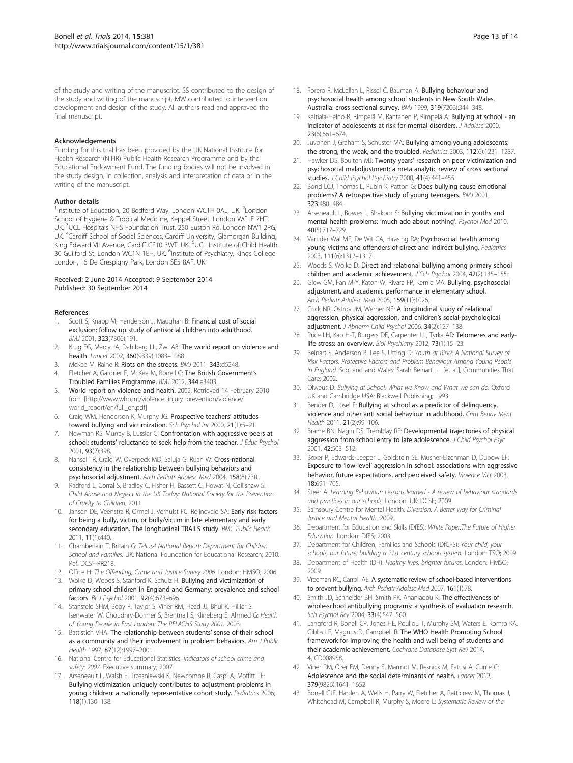of the study and writing of the manuscript. SS contributed to the design of the study and writing of the manuscript. MW contributed to intervention development and design of the study. All authors read and approved the final manuscript.

#### Acknowledgements

Funding for this trial has been provided by the UK National Institute for Health Research (NIHR) Public Health Research Programme and by the Educational Endowment Fund. The funding bodies will not be involved in the study design, in collection, analysis and interpretation of data or in the writing of the manuscript.

#### Author details

[1]Institute of Education, 20 Bedford Way, London WC1H 0AL, UK. [2]London School of Hygiene & Tropical Medicine, Keppel Street, London WC1E 7HT, UK. [3]UCL Hospitals NHS Foundation Trust, 250 Euston Rd, London NW1 2PG, UK. [4]Cardiff School of Social Sciences, Cardiff University, Glamorgan Building, King Edward VII Avenue, Cardiff CF10 3WT, UK. [5]UCL Institute of Child Health, 30 Guilford St, London WC1N 1EH, UK. [6]Institute of Psychiatry, Kings College London, 16 De Crespigny Park, London SE5 8AF, UK.

Received: 2 June 2014 Accepted: 9 September 2014
Published: 30 September 2014

#### References

1. Scott S, Knapp M, Henderson J, Maughan B: **Financial cost of social exclusion: follow up study of antisocial children into adulthood.** *BMJ* 2001, **323**(7306):191.
2. Krug EG, Mercy JA, Dahlberg LL, Zwi AB: **The world report on violence and health.** *Lancet* 2002, **360**(9339):1083–1088.
3. McKee M, Raine R: **Riots on the streets.** *BMJ* 2011, **343:**d5248.
4. Fletcher A, Gardner F, McKee M, Bonell C: **The British Government's Troubled Families Programme.** *BMJ* 2012, **344:**e3403.
5. **World report on violence and health.** 2002, Retrieved 14 February 2010 from [http://www.who.int/violence_injury_prevention/violence/world_report/en/full_en.pdf]
6. Craig WM, Henderson K, Murphy JG: **Prospective teachers' attitudes toward bullying and victimization.** *Sch Psychol Int* 2000, **21**(1):5–21.
7. Newman RS, Murray B, Lussier C: **Confrontation with aggressive peers at school: students' reluctance to seek help from the teacher.** *J Educ Psychol* 2001, **93**(2):398.
8. Nansel TR, Craig W, Overpeck MD, Saluja G, Ruan W: **Cross-national consistency in the relationship between bullying behaviors and psychosocial adjustment.** *Arch Pediatr Adolesc Med* 2004, **158**(8):730.
9. Radford L, Corral S, Bradley C, Fisher H, Bassett C, Howat N, Collishaw S: *Child Abuse and Neglect in the UK Today: National Society for the Prevention of Cruelty to Children.* 2011.
10. Jansen DE, Veenstra R, Ormel J, Verhulst FC, Reijneveld SA: **Early risk factors for being a bully, victim, or bully/victim in late elementary and early secondary education. The longitudinal TRAILS study.** *BMC Public Health* 2011, **11**(1):440.
11. Chamberlain T, Britain G: *Tellus4 National Report: Department for Children School and Families.* UK: National Foundation for Educational Research; 2010. Ref: DCSF-RR218.
12. Office H: *The Offending, Crime and Justice Survey 2006.* London: HMSO; 2006.
13. Wolke D, Woods S, Stanford K, Schulz H: **Bullying and victimization of primary school children in England and Germany: prevalence and school factors.** *Br J Psychol* 2001, **92**(4):673–696.
14. Stansfeld SHM, Booy R, Taylor S, Viner RM, Head JJ, Bhui K, Hillier S, Isenwater W, Choudhry-Dormer S, Brentnall S, Klineberg E, Ahmed G: *Health of Young People in East London: The RELACHS Study 2001.* 2003.
15. Battistich VHA: **The relationship between students' sense of their school as a community and their involvement in problem behaviors.** *Am J Public Health* 1997, **87**(12):1997–2001.
16. National Centre for Educational Statistics: *Indicators of school crime and safety: 2007.* Executive summary; 2007.
17. Arseneault L, Walsh E, Trzesniewski K, Newcombe R, Caspi A, Moffitt TE: **Bullying victimization uniquely contributes to adjustment problems in young children: a nationally representative cohort study.** *Pediatrics* 2006, **118**(1):130–138.
18. Forero R, McLellan L, Rissel C, Bauman A: **Bullying behaviour and psychosocial health among school students in New South Wales, Australia: cross sectional survey.** *BMJ* 1999, **319**(7206):344–348.
19. Kaltiala-Heino R, Rimpelä M, Rantanen P, Rimpelä A: **Bullying at school - an indicator of adolescents at risk for mental disorders.** *J Adolesc* 2000, **23**(6):661–674.
20. Juvonen J, Graham S, Schuster MA: **Bullying among young adolescents: the strong, the weak, and the troubled.** *Pediatrics* 2003, **112**(6):1231–1237.
21. Hawker DS, Boulton MJ: **Twenty years' research on peer victimization and psychosocial maladjustment: a meta analytic review of cross sectional studies.** *J Child Psychol Psychiatry* 2000, **41**(4):441–455.
22. Bond LCJ, Thomas L, Rubin K, Patton G: **Does bullying cause emotional problems? A retrospective study of young teenagers.** *BMJ* 2001, **323:**480–484.
23. Arseneault L, Bowes L, Shakoor S: **Bullying victimization in youths and mental health problems: 'much ado about nothing'.** *Psychol Med* 2010, **40**(5):717–729.
24. Van der Wal MF, De Wit CA, Hirasing RA: **Psychosocial health among young victims and offenders of direct and indirect bullying.** *Pediatrics* 2003, **111**(6):1312–1317.
25. Woods S, Wolke D: **Direct and relational bullying among primary school children and academic achievement.** *J Sch Psychol* 2004, **42**(2):135–155.
26. Glew GM, Fan M-Y, Katon W, Rivara FP, Kernic MA: **Bullying, psychosocial adjustment, and academic performance in elementary school.** *Arch Pediatr Adolesc Med* 2005, **159**(11):1026.
27. Crick NR, Ostrov JM, Werner NE: **A longitudinal study of relational aggression, physical aggression, and children's social-psychological adjustment.** *J Abnorm Child Psychol* 2006, **34**(2):127–138.
28. Price LH, Kao H-T, Burgers DE, Carpenter LL, Tyrka AR: **Telomeres and early-life stress: an overview.** *Biol Psychiatry* 2012, **73**(1):15–23.
29. Beinart S, Anderson B, Lee S, Utting D: *Youth at Risk?: A National Survey of Risk Factors, Protective Factors and Problem Behaviour Among Young People in England.* Scotland and Wales: Sarah Beinart … [et al.], Communities That Care; 2002.
30. Olweus D: *Bullying at School: What we Know and What we can do.* Oxford UK and Cambridge USA: Blackwell Publishing; 1993.
31. Bender D, Lösel F: **Bullying at school as a predictor of delinquency, violence and other anti social behaviour in adulthood.** *Crim Behav Ment Health* 2011, **21**(2):99–106.
32. Brame BN, Nagin DS, Tremblay RE: **Developmental trajectories of physical aggression from school entry to late adolescence.** *J Child Psychol Psyc* 2001, **42:**503–512.
33. Boxer P, Edwards-Leeper L, Goldstein SE, Musher-Eizenman D, Dubow EF: **Exposure to 'low-level' aggression in school: associations with aggressive behavior, future expectations, and perceived safety.** *Violence Vict* 2003, **18:**691–705.
34. Steer A: *Learning Behaviour: Lessons learned - A review of behaviour standards and practices in our schools.* London, UK: DCSF; 2009.
35. Sainsbury Centre for Mental Health: *Diversion: A Better way for Criminal Justice and Mental Health.* 2009.
36. Department for Education and Skills (DfES): *White Paper:The Future of Higher Education.* London: DfES; 2003.
37. Department for Children, Families and Schools (DfCFS): *Your child, your schools, our future: building a 21st century schools system.* London: TSO; 2009.
38. Department of Health (DH): *Healthy lives, brighter futures.* London: HMSO; 2009.
39. Vreeman RC, Carroll AE: **A systematic review of school-based interventions to prevent bullying.** *Arch Pediatr Adolesc Med* 2007, **161**(1):78.
40. Smith JD, Schneider BH, Smith PK, Ananiadou K: **The effectiveness of whole-school antibullying programs: a synthesis of evaluation research.** *Sch Psychol Rev* 2004, **33**(4):547–560.
41. Langford R, Bonell CP, Jones HE, Pouliou T, Murphy SM, Waters E, Komro KA, Gibbs LF, Magnus D, Campbell R: **The WHO Health Promoting School framework for improving the health and well being of students and their academic achievement.** *Cochrane Database Syst Rev* 2014, **4**, CD008958.
42. Viner RM, Ozer EM, Denny S, Marmot M, Resnick M, Fatusi A, Currie C: **Adolescence and the social determinants of health.** *Lancet* 2012, **379**(9826):1641–1652.
43. Bonell CJF, Harden A, Wells H, Parry W, Fletcher A, Petticrew M, Thomas J, Whitehead M, Campbell R, Murphy S, Moore L: *Systematic Review of the*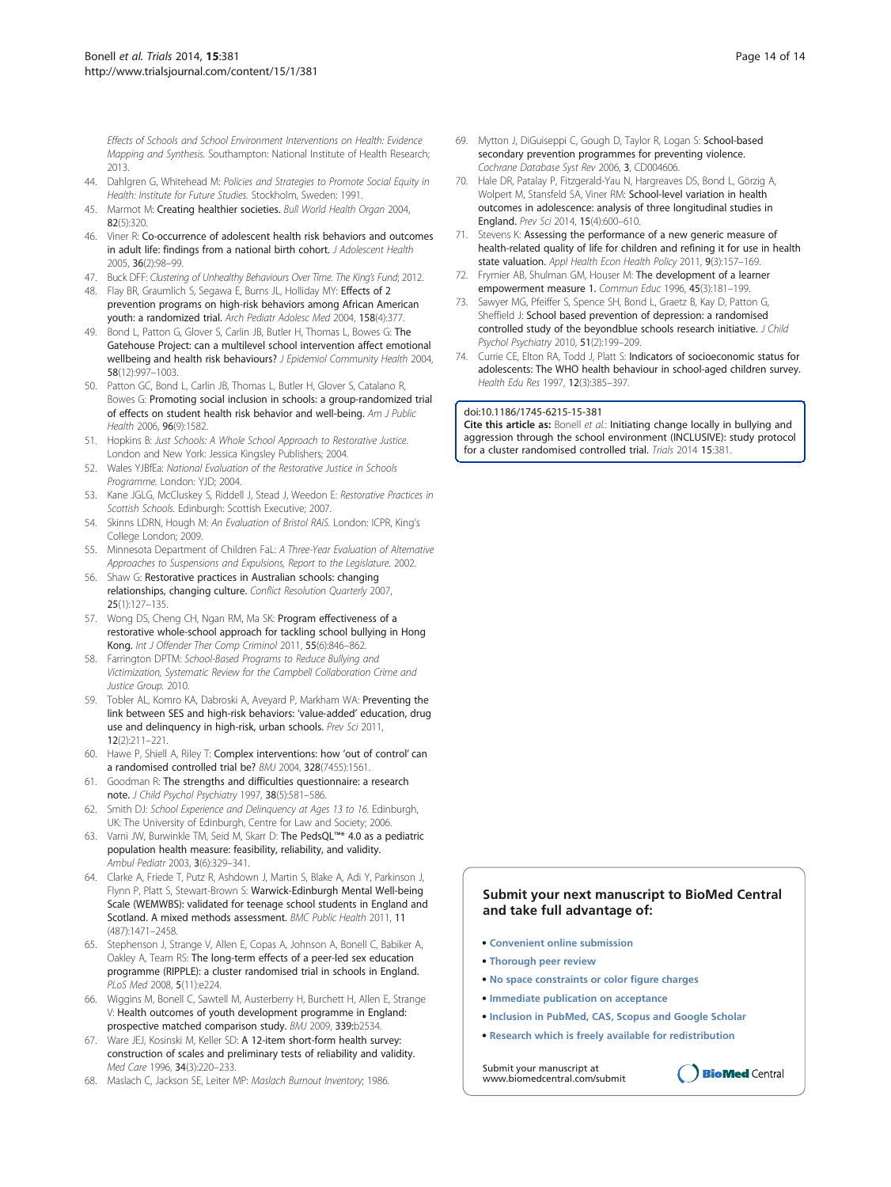Effects of Schools and School Environment Interventions on Health: Evidence Mapping and Synthesis. Southampton: National Institute of Health Research; 2013.

44. Dahlgren G, Whitehead M: *Policies and Strategies to Promote Social Equity in Health: Institute for Future Studies.* Stockholm, Sweden: 1991.
45. Marmot M: **Creating healthier societies.** *Bull World Health Organ* 2004, **82**(5):320.
46. Viner R: **Co-occurrence of adolescent health risk behaviors and outcomes in adult life: findings from a national birth cohort.** *J Adolescent Health* 2005, **36**(2):98–99.
47. Buck DFF: *Clustering of Unhealthy Behaviours Over Time. The King's Fund*; 2012.
48. Flay BR, Graumlich S, Segawa E, Burns JL, Holliday MY: **Effects of 2 prevention programs on high-risk behaviors among African American youth: a randomized trial.** *Arch Pediatr Adolesc Med* 2004, **158**(4):377.
49. Bond L, Patton G, Glover S, Carlin JB, Butler H, Thomas L, Bowes G: **The Gatehouse Project: can a multilevel school intervention affect emotional wellbeing and health risk behaviours?** *J Epidemiol Community Health* 2004, **58**(12):997–1003.
50. Patton GC, Bond L, Carlin JB, Thomas L, Butler H, Glover S, Catalano R, Bowes G: **Promoting social inclusion in schools: a group-randomized trial of effects on student health risk behavior and well-being.** *Am J Public Health* 2006, **96**(9):1582.
51. Hopkins B: *Just Schools: A Whole School Approach to Restorative Justice.* London and New York: Jessica Kingsley Publishers; 2004.
52. Wales YJBfEa: *National Evaluation of the Restorative Justice in Schools Programme.* London: YJD; 2004.
53. Kane JGLG, McCluskey S, Riddell J, Stead J, Weedon E: *Restorative Practices in Scottish Schools.* Edinburgh: Scottish Executive; 2007.
54. Skinns LDRN, Hough M: *An Evaluation of Bristol RAiS.* London: ICPR, King's College London; 2009.
55. Minnesota Department of Children FaL: *A Three-Year Evaluation of Alternative Approaches to Suspensions and Expulsions, Report to the Legislature.* 2002.
56. Shaw G: **Restorative practices in Australian schools: changing relationships, changing culture.** *Conflict Resolution Quarterly* 2007, **25**(1):127–135.
57. Wong DS, Cheng CH, Ngan RM, Ma SK: **Program effectiveness of a restorative whole-school approach for tackling school bullying in Hong Kong.** *Int J Offender Ther Comp Criminol* 2011, **55**(6):846–862.
58. Farrington DPTM: *School-Based Programs to Reduce Bullying and Victimization, Systematic Review for the Campbell Collaboration Crime and Justice Group.* 2010.
59. Tobler AL, Komro KA, Dabroski A, Aveyard P, Markham WA: **Preventing the link between SES and high-risk behaviors: 'value-added' education, drug use and delinquency in high-risk, urban schools.** *Prev Sci* 2011, **12**(2):211–221.
60. Hawe P, Shiell A, Riley T: **Complex interventions: how 'out of control' can a randomised controlled trial be?** *BMJ* 2004, **328**(7455):1561.
61. Goodman R: **The strengths and difficulties questionnaire: a research note.** *J Child Psychol Psychiatry* 1997, **38**(5):581–586.
62. Smith DJ: *School Experience and Delinquency at Ages 13 to 16.* Edinburgh, UK: The University of Edinburgh, Centre for Law and Society; 2006.
63. Varni JW, Burwinkle TM, Seid M, Skarr D: **The PedsQL™* 4.0 as a pediatric population health measure: feasibility, reliability, and validity.** *Ambul Pediatr* 2003, **3**(6):329–341.
64. Clarke A, Friede T, Putz R, Ashdown J, Martin S, Blake A, Adi Y, Parkinson J, Flynn P, Platt S, Stewart-Brown S: **Warwick-Edinburgh Mental Well-being Scale (WEMWBS): validated for teenage school students in England and Scotland. A mixed methods assessment.** *BMC Public Health* 2011, **11** (487):1471–2458.
65. Stephenson J, Strange V, Allen E, Copas A, Johnson A, Bonell C, Babiker A, Oakley A, Team RS: **The long-term effects of a peer-led sex education programme (RIPPLE): a cluster randomised trial in schools in England.** *PLoS Med* 2008, **5**(11):e224.
66. Wiggins M, Bonell C, Sawtell M, Austerberry H, Burchett H, Allen E, Strange V: **Health outcomes of youth development programme in England: prospective matched comparison study.** *BMJ* 2009, **339**:b2534.
67. Ware JEJ, Kosinski M, Keller SD: **A 12-item short-form health survey: construction of scales and preliminary tests of reliability and validity.** *Med Care* 1996, **34**(3):220–233.
68. Maslach C, Jackson SE, Leiter MP: *Maslach Burnout Inventory*; 1986.
69. Mytton J, DiGuiseppi C, Gough D, Taylor R, Logan S: **School-based secondary prevention programmes for preventing violence.** *Cochrane Database Syst Rev* 2006, **3**, CD004606.
70. Hale DR, Patalay P, Fitzgerald-Yau N, Hargreaves DS, Bond L, Görzig A, Wolpert M, Stansfeld SA, Viner RM: **School-level variation in health outcomes in adolescence: analysis of three longitudinal studies in England.** *Prev Sci* 2014, **15**(4):600–610.
71. Stevens K: **Assessing the performance of a new generic measure of health-related quality of life for children and refining it for use in health state valuation.** *Appl Health Econ Health Policy* 2011, **9**(3):157–169.
72. Frymier AB, Shulman GM, Houser M: **The development of a learner empowerment measure 1.** *Commun Educ* 1996, **45**(3):181–199.
73. Sawyer MG, Pfeiffer S, Spence SH, Bond L, Graetz B, Kay D, Patton G, Sheffield J: **School based prevention of depression: a randomised controlled study of the beyondblue schools research initiative.** *J Child Psychol Psychiatry* 2010, **51**(2):199–209.
74. Currie CE, Elton RA, Todd J, Platt S: **Indicators of socioeconomic status for adolescents: The WHO health behaviour in school-aged children survey.** *Health Edu Res* 1997, **12**(3):385–397.

doi:10.1186/1745-6215-15-381

**Cite this article as:** Bonell *et al.*: Initiating change locally in bullying and aggression through the school environment (INCLUSIVE): study protocol for a cluster randomised controlled trial. *Trials* 2014 **15**:381.

**Submit your next manuscript to BioMed Central and take full advantage of:**

- **Convenient online submission**
- **Thorough peer review**
- **No space constraints or color figure charges**
- **Immediate publication on acceptance**
- **Inclusion in PubMed, CAS, Scopus and Google Scholar**
- **Research which is freely available for redistribution**

Submit your manuscript at www.biomedcentral.com/submit

BioMed Central